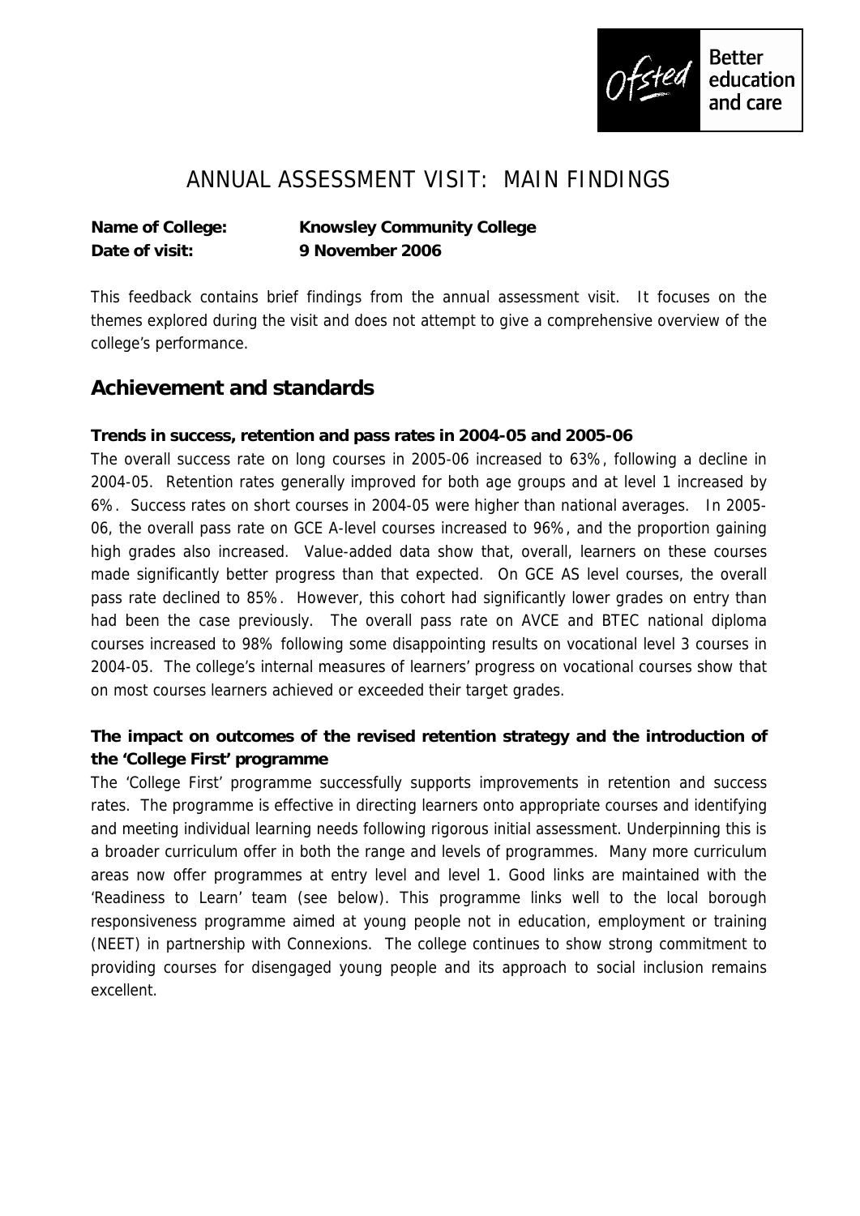# ANNUAL ASSESSMENT VISIT: MAIN FINDINGS

**Name of College:** **Knowsley Community College**
**Date of visit:** **9 November 2006**

This feedback contains brief findings from the annual assessment visit. It focuses on the themes explored during the visit and does not attempt to give a comprehensive overview of the college's performance.

## Achievement and standards

**Trends in success, retention and pass rates in 2004-05 and 2005-06**

The overall success rate on long courses in 2005-06 increased to 63%, following a decline in 2004-05. Retention rates generally improved for both age groups and at level 1 increased by 6%. Success rates on short courses in 2004-05 were higher than national averages. In 2005-06, the overall pass rate on GCE A-level courses increased to 96%, and the proportion gaining high grades also increased. Value-added data show that, overall, learners on these courses made significantly better progress than that expected. On GCE AS level courses, the overall pass rate declined to 85%. However, this cohort had significantly lower grades on entry than had been the case previously. The overall pass rate on AVCE and BTEC national diploma courses increased to 98% following some disappointing results on vocational level 3 courses in 2004-05. The college's internal measures of learners' progress on vocational courses show that on most courses learners achieved or exceeded their target grades.

**The impact on outcomes of the revised retention strategy and the introduction of the 'College First' programme**

The 'College First' programme successfully supports improvements in retention and success rates. The programme is effective in directing learners onto appropriate courses and identifying and meeting individual learning needs following rigorous initial assessment. Underpinning this is a broader curriculum offer in both the range and levels of programmes. Many more curriculum areas now offer programmes at entry level and level 1. Good links are maintained with the 'Readiness to Learn' team (see below). This programme links well to the local borough responsiveness programme aimed at young people not in education, employment or training (NEET) in partnership with Connexions. The college continues to show strong commitment to providing courses for disengaged young people and its approach to social inclusion remains excellent.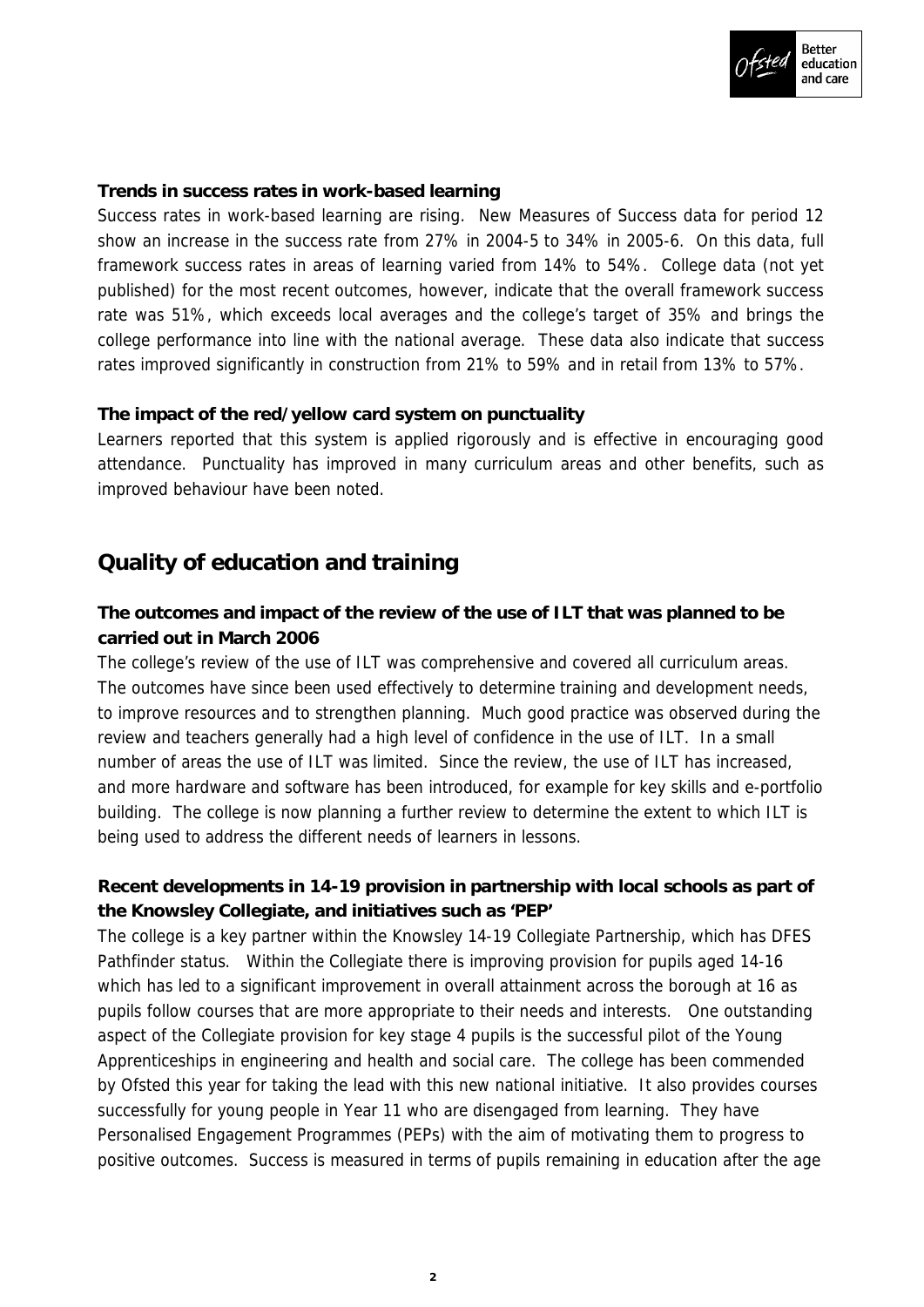**Trends in success rates in work-based learning**

Success rates in work-based learning are rising. New Measures of Success data for period 12 show an increase in the success rate from 27% in 2004-5 to 34% in 2005-6. On this data, full framework success rates in areas of learning varied from 14% to 54%. College data (not yet published) for the most recent outcomes, however, indicate that the overall framework success rate was 51%, which exceeds local averages and the college's target of 35% and brings the college performance into line with the national average. These data also indicate that success rates improved significantly in construction from 21% to 59% and in retail from 13% to 57%.

**The impact of the red/yellow card system on punctuality**

Learners reported that this system is applied rigorously and is effective in encouraging good attendance. Punctuality has improved in many curriculum areas and other benefits, such as improved behaviour have been noted.

## Quality of education and training

**The outcomes and impact of the review of the use of ILT that was planned to be carried out in March 2006**

The college's review of the use of ILT was comprehensive and covered all curriculum areas. The outcomes have since been used effectively to determine training and development needs, to improve resources and to strengthen planning. Much good practice was observed during the review and teachers generally had a high level of confidence in the use of ILT. In a small number of areas the use of ILT was limited. Since the review, the use of ILT has increased, and more hardware and software has been introduced, for example for key skills and e-portfolio building. The college is now planning a further review to determine the extent to which ILT is being used to address the different needs of learners in lessons.

**Recent developments in 14-19 provision in partnership with local schools as part of the Knowsley Collegiate, and initiatives such as 'PEP'**

The college is a key partner within the Knowsley 14-19 Collegiate Partnership, which has DFES Pathfinder status. Within the Collegiate there is improving provision for pupils aged 14-16 which has led to a significant improvement in overall attainment across the borough at 16 as pupils follow courses that are more appropriate to their needs and interests. One outstanding aspect of the Collegiate provision for key stage 4 pupils is the successful pilot of the Young Apprenticeships in engineering and health and social care. The college has been commended by Ofsted this year for taking the lead with this new national initiative. It also provides courses successfully for young people in Year 11 who are disengaged from learning. They have Personalised Engagement Programmes (PEPs) with the aim of motivating them to progress to positive outcomes. Success is measured in terms of pupils remaining in education after the age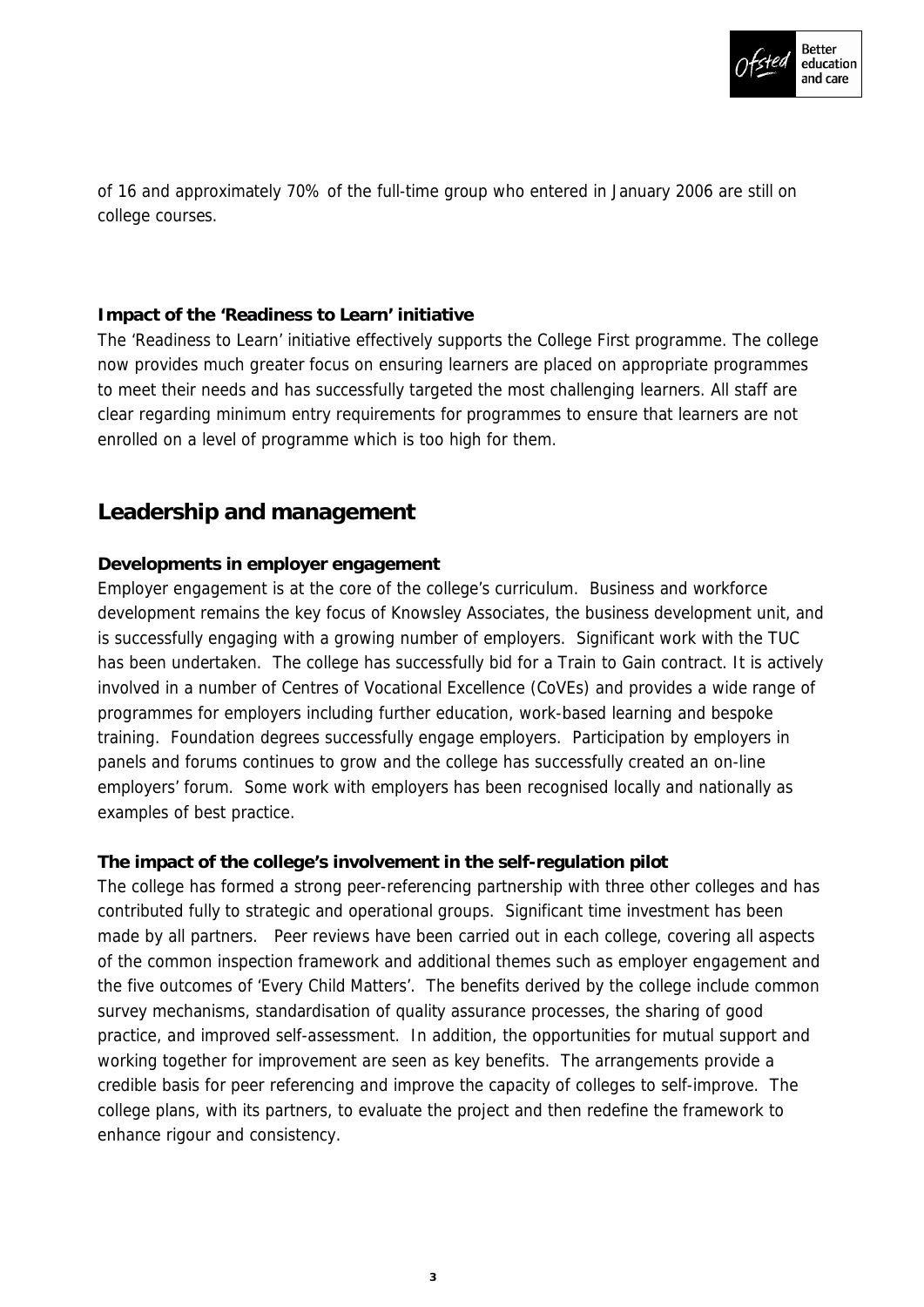of 16 and approximately 70% of the full-time group who entered in January 2006 are still on college courses.

**Impact of the 'Readiness to Learn' initiative**

The 'Readiness to Learn' initiative effectively supports the College First programme. The college now provides much greater focus on ensuring learners are placed on appropriate programmes to meet their needs and has successfully targeted the most challenging learners. All staff are clear regarding minimum entry requirements for programmes to ensure that learners are not enrolled on a level of programme which is too high for them.

## Leadership and management

**Developments in employer engagement**

Employer engagement is at the core of the college's curriculum. Business and workforce development remains the key focus of Knowsley Associates, the business development unit, and is successfully engaging with a growing number of employers. Significant work with the TUC has been undertaken. The college has successfully bid for a Train to Gain contract. It is actively involved in a number of Centres of Vocational Excellence (CoVEs) and provides a wide range of programmes for employers including further education, work-based learning and bespoke training. Foundation degrees successfully engage employers. Participation by employers in panels and forums continues to grow and the college has successfully created an on-line employers' forum. Some work with employers has been recognised locally and nationally as examples of best practice.

**The impact of the college's involvement in the self-regulation pilot**

The college has formed a strong peer-referencing partnership with three other colleges and has contributed fully to strategic and operational groups. Significant time investment has been made by all partners. Peer reviews have been carried out in each college, covering all aspects of the common inspection framework and additional themes such as employer engagement and the five outcomes of 'Every Child Matters'. The benefits derived by the college include common survey mechanisms, standardisation of quality assurance processes, the sharing of good practice, and improved self-assessment. In addition, the opportunities for mutual support and working together for improvement are seen as key benefits. The arrangements provide a credible basis for peer referencing and improve the capacity of colleges to self-improve. The college plans, with its partners, to evaluate the project and then redefine the framework to enhance rigour and consistency.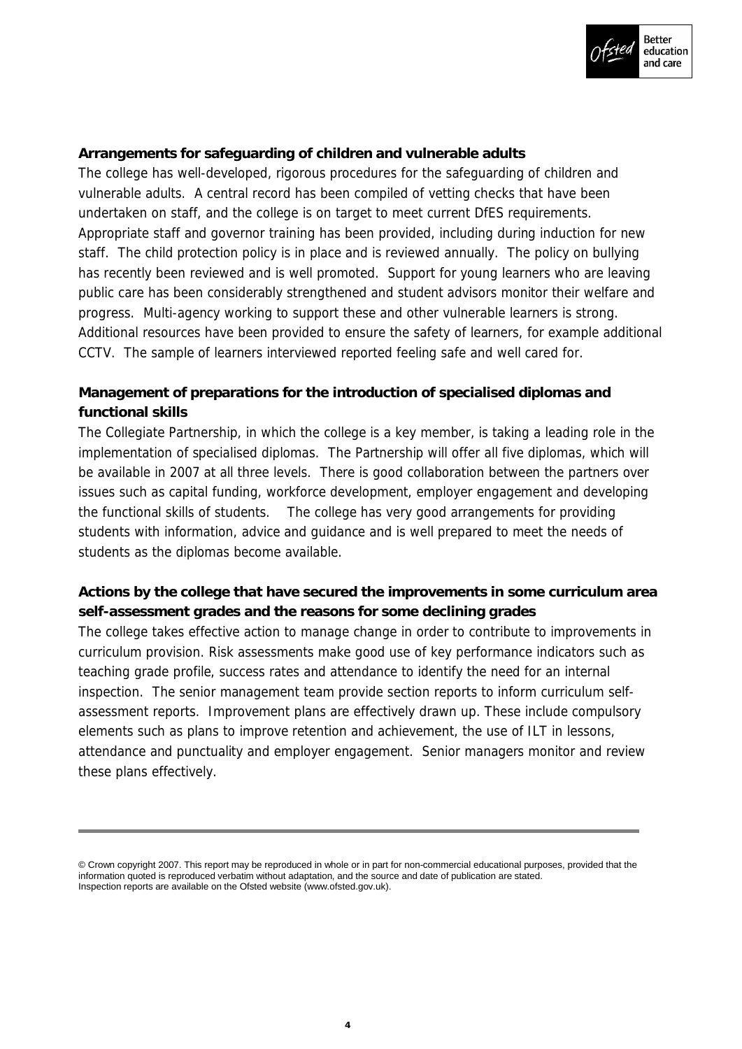**Arrangements for safeguarding of children and vulnerable adults**

The college has well-developed, rigorous procedures for the safeguarding of children and vulnerable adults. A central record has been compiled of vetting checks that have been undertaken on staff, and the college is on target to meet current DfES requirements. Appropriate staff and governor training has been provided, including during induction for new staff. The child protection policy is in place and is reviewed annually. The policy on bullying has recently been reviewed and is well promoted. Support for young learners who are leaving public care has been considerably strengthened and student advisors monitor their welfare and progress. Multi-agency working to support these and other vulnerable learners is strong. Additional resources have been provided to ensure the safety of learners, for example additional CCTV. The sample of learners interviewed reported feeling safe and well cared for.

**Management of preparations for the introduction of specialised diplomas and functional skills**

The Collegiate Partnership, in which the college is a key member, is taking a leading role in the implementation of specialised diplomas. The Partnership will offer all five diplomas, which will be available in 2007 at all three levels. There is good collaboration between the partners over issues such as capital funding, workforce development, employer engagement and developing the functional skills of students. The college has very good arrangements for providing students with information, advice and guidance and is well prepared to meet the needs of students as the diplomas become available.

**Actions by the college that have secured the improvements in some curriculum area self-assessment grades and the reasons for some declining grades**

The college takes effective action to manage change in order to contribute to improvements in curriculum provision. Risk assessments make good use of key performance indicators such as teaching grade profile, success rates and attendance to identify the need for an internal inspection. The senior management team provide section reports to inform curriculum self-assessment reports. Improvement plans are effectively drawn up. These include compulsory elements such as plans to improve retention and achievement, the use of ILT in lessons, attendance and punctuality and employer engagement. Senior managers monitor and review these plans effectively.

---

© Crown copyright 2007. This report may be reproduced in whole or in part for non-commercial educational purposes, provided that the information quoted is reproduced verbatim without adaptation, and the source and date of publication are stated.
Inspection reports are available on the Ofsted website (www.ofsted.gov.uk).